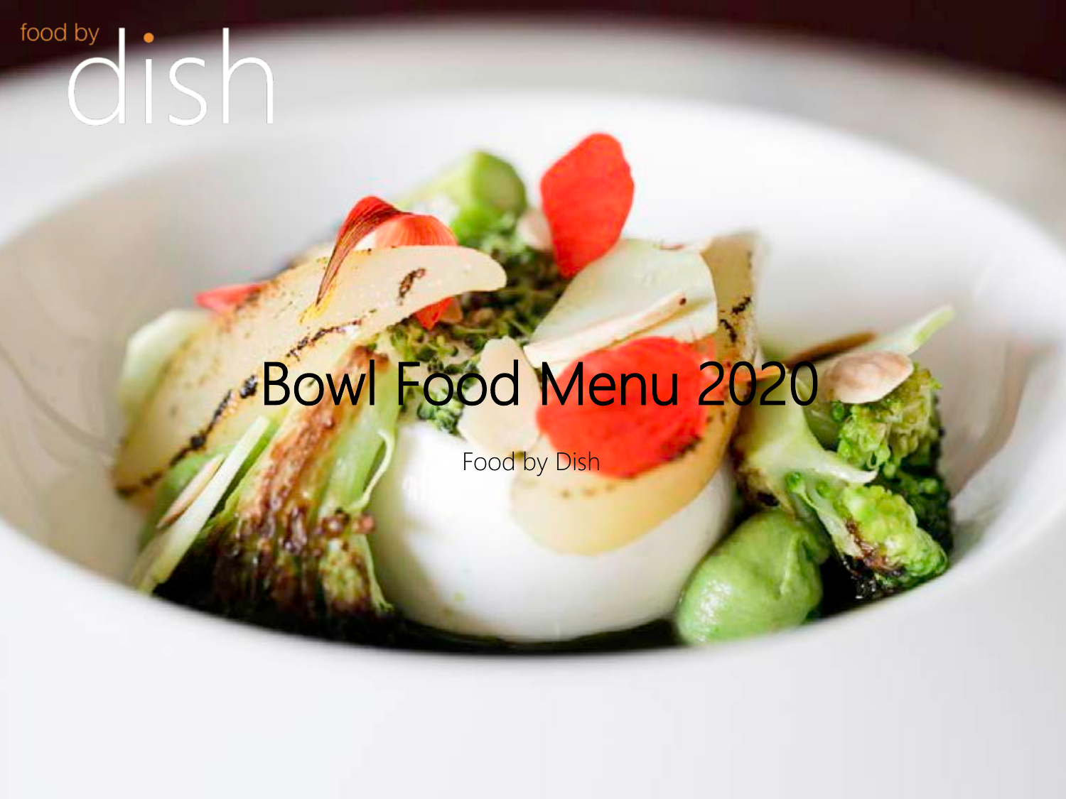food by dish

# Bowl Food Menu 2020

Food by Dish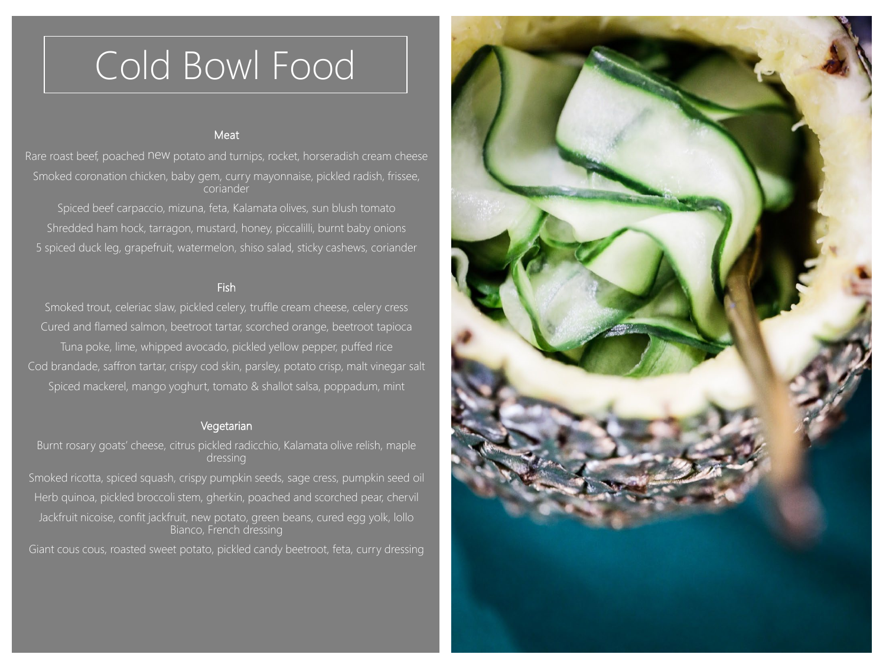# Cold Bowl Food

## Meat

Rare roast beef, poached new potato and turnips, rocket, horseradish cream cheese

Smoked coronation chicken, baby gem, curry mayonnaise, pickled radish, frissee, coriander

Spiced beef carpaccio, mizuna, feta, Kalamata olives, sun blush tomato

Shredded ham hock, tarragon, mustard, honey, piccalilli, burnt baby onions

5 spiced duck leg, grapefruit, watermelon, shiso salad, sticky cashews, coriander

## Fish

Smoked trout, celeriac slaw, pickled celery, truffle cream cheese, celery cress

Cured and flamed salmon, beetroot tartar, scorched orange, beetroot tapioca

Tuna poke, lime, whipped avocado, pickled yellow pepper, puffed rice

Cod brandade, saffron tartar, crispy cod skin, parsley, potato crisp, malt vinegar salt

Spiced mackerel, mango yoghurt, tomato & shallot salsa, poppadum, mint

## Vegetarian

Burnt rosary goats' cheese, citrus pickled radicchio, Kalamata olive relish, maple dressing

Smoked ricotta, spiced squash, crispy pumpkin seeds, sage cress, pumpkin seed oil

Herb quinoa, pickled broccoli stem, gherkin, poached and scorched pear, chervil

Jackfruit nicoise, confit jackfruit, new potato, green beans, cured egg yolk, lollo Bianco, French dressing

Giant cous cous, roasted sweet potato, pickled candy beetroot, feta, curry dressing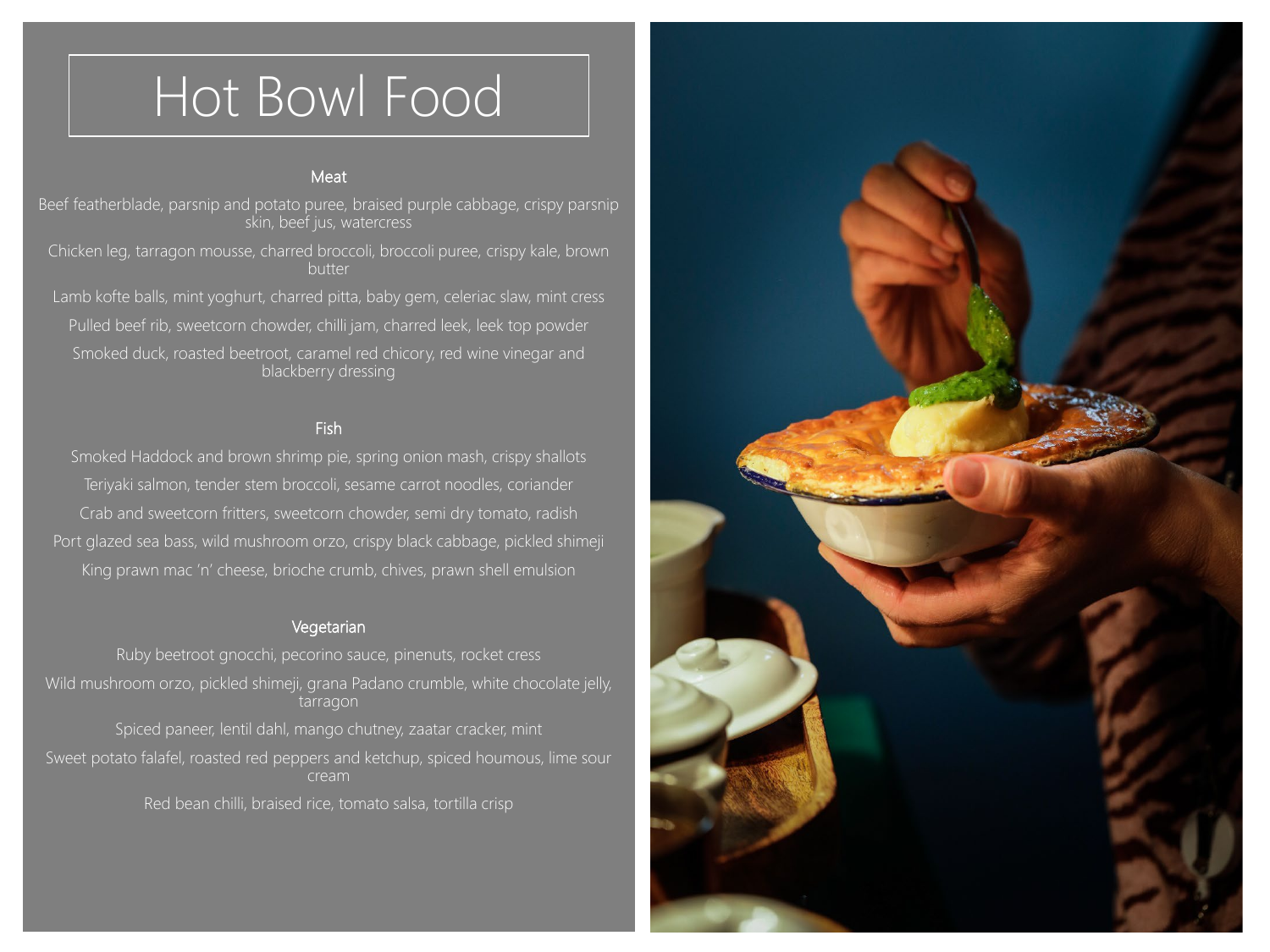# Hot Bowl Food

## Meat

Beef featherblade, parsnip and potato puree, braised purple cabbage, crispy parsnip skin, beef jus, watercress

Chicken leg, tarragon mousse, charred broccoli, broccoli puree, crispy kale, brown butter

Lamb kofte balls, mint yoghurt, charred pitta, baby gem, celeriac slaw, mint cress

Pulled beef rib, sweetcorn chowder, chilli jam, charred leek, leek top powder

Smoked duck, roasted beetroot, caramel red chicory, red wine vinegar and blackberry dressing

## Fish

Smoked Haddock and brown shrimp pie, spring onion mash, crispy shallots

Teriyaki salmon, tender stem broccoli, sesame carrot noodles, coriander

Crab and sweetcorn fritters, sweetcorn chowder, semi dry tomato, radish

Port glazed sea bass, wild mushroom orzo, crispy black cabbage, pickled shimeji

King prawn mac 'n' cheese, brioche crumb, chives, prawn shell emulsion

## Vegetarian

Ruby beetroot gnocchi, pecorino sauce, pinenuts, rocket cress

Wild mushroom orzo, pickled shimeji, grana Padano crumble, white chocolate jelly, tarragon

Spiced paneer, lentil dahl, mango chutney, zaatar cracker, mint

Sweet potato falafel, roasted red peppers and ketchup, spiced houmous, lime sour cream

Red bean chilli, braised rice, tomato salsa, tortilla crisp